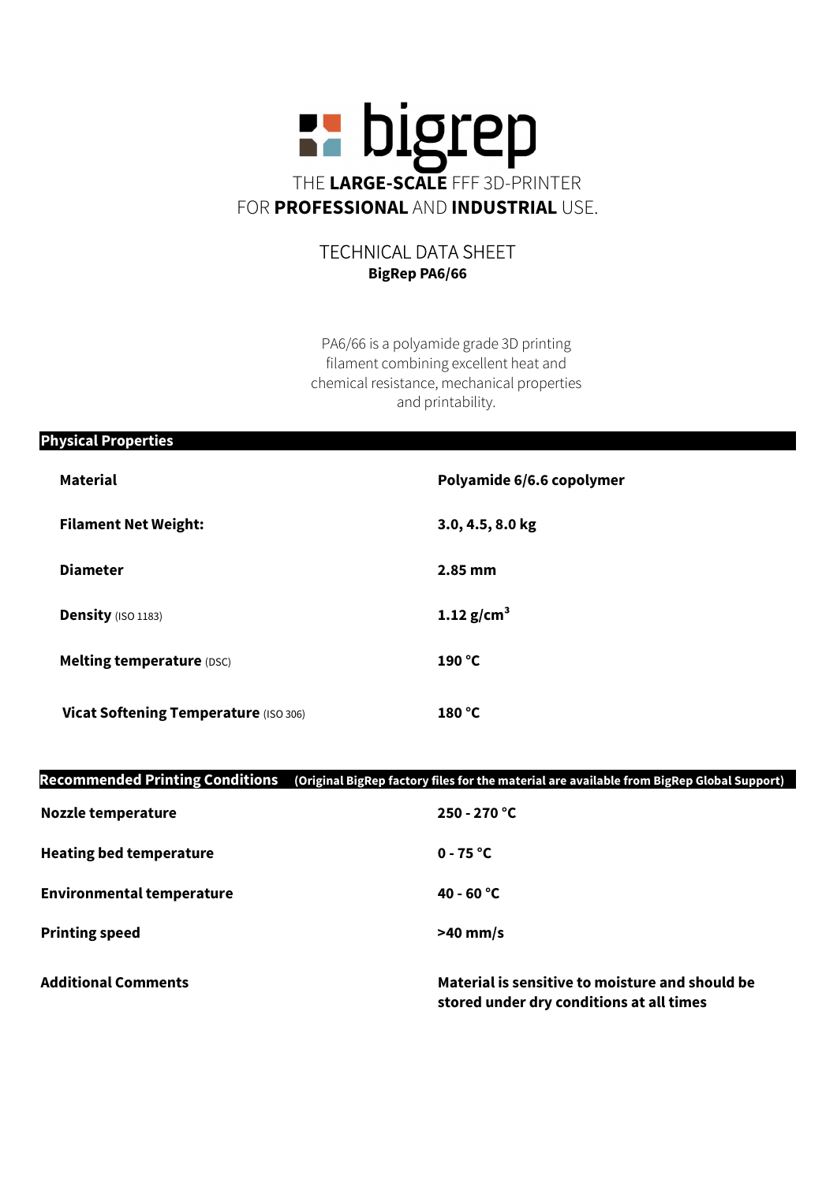# bigrep

THE **LARGE-SCALE** FFF 3D-PRINTER
FOR **PROFESSIONAL** AND **INDUSTRIAL** USE.

## TECHNICAL DATA SHEET
**BigRep PA6/66**

PA6/66 is a polyamide grade 3D printing filament combining excellent heat and chemical resistance, mechanical properties and printability.

## Physical Properties

| | |
|---|---|
| **Material** | **Polyamide 6/6.6 copolymer** |
| **Filament Net Weight:** | **3.0, 4.5, 8.0 kg** |
| **Diameter** | **2.85 mm** |
| **Density** (ISO 1183) | **1.12 g/cm$^3$** |
| **Melting temperature** (DSC) | **190 °C** |
| **Vicat Softening Temperature** (ISO 306) | **180 °C** |

## Recommended Printing Conditions (Original BigRep factory files for the material are available from BigRep Global Support)

| | |
|---|---|
| **Nozzle temperature** | **250 - 270 °C** |
| **Heating bed temperature** | **0 - 75 °C** |
| **Environmental temperature** | **40 - 60 °C** |
| **Printing speed** | **>40 mm/s** |
| **Additional Comments** | **Material is sensitive to moisture and should be stored under dry conditions at all times** |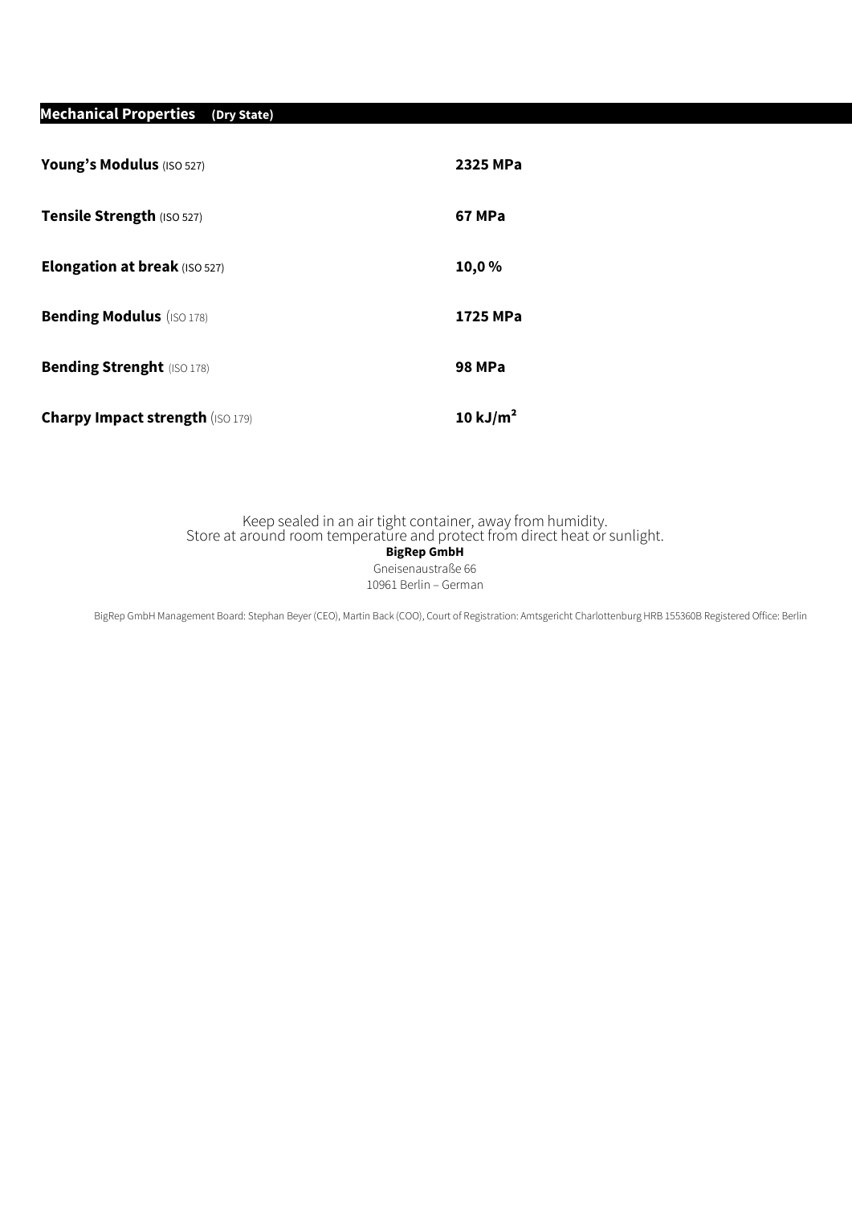## Mechanical Properties (Dry State)

| | |
|---|---|
| **Young's Modulus** (ISO 527) | **2325 MPa** |
| **Tensile Strength** (ISO 527) | **67 MPa** |
| **Elongation at break** (ISO 527) | **10,0 %** |
| **Bending Modulus** (ISO 178) | **1725 MPa** |
| **Bending Strenght** (ISO 178) | **98 MPa** |
| **Charpy Impact strength** (ISO 179) | **10 kJ/m²** |

Keep sealed in an air tight container, away from humidity.
Store at around room temperature and protect from direct heat or sunlight.

**BigRep GmbH**
Gneisenaustraße 66
10961 Berlin – German

BigRep GmbH Management Board: Stephan Beyer (CEO), Martin Back (COO), Court of Registration: Amtsgericht Charlottenburg HRB 155360B Registered Office: Berlin